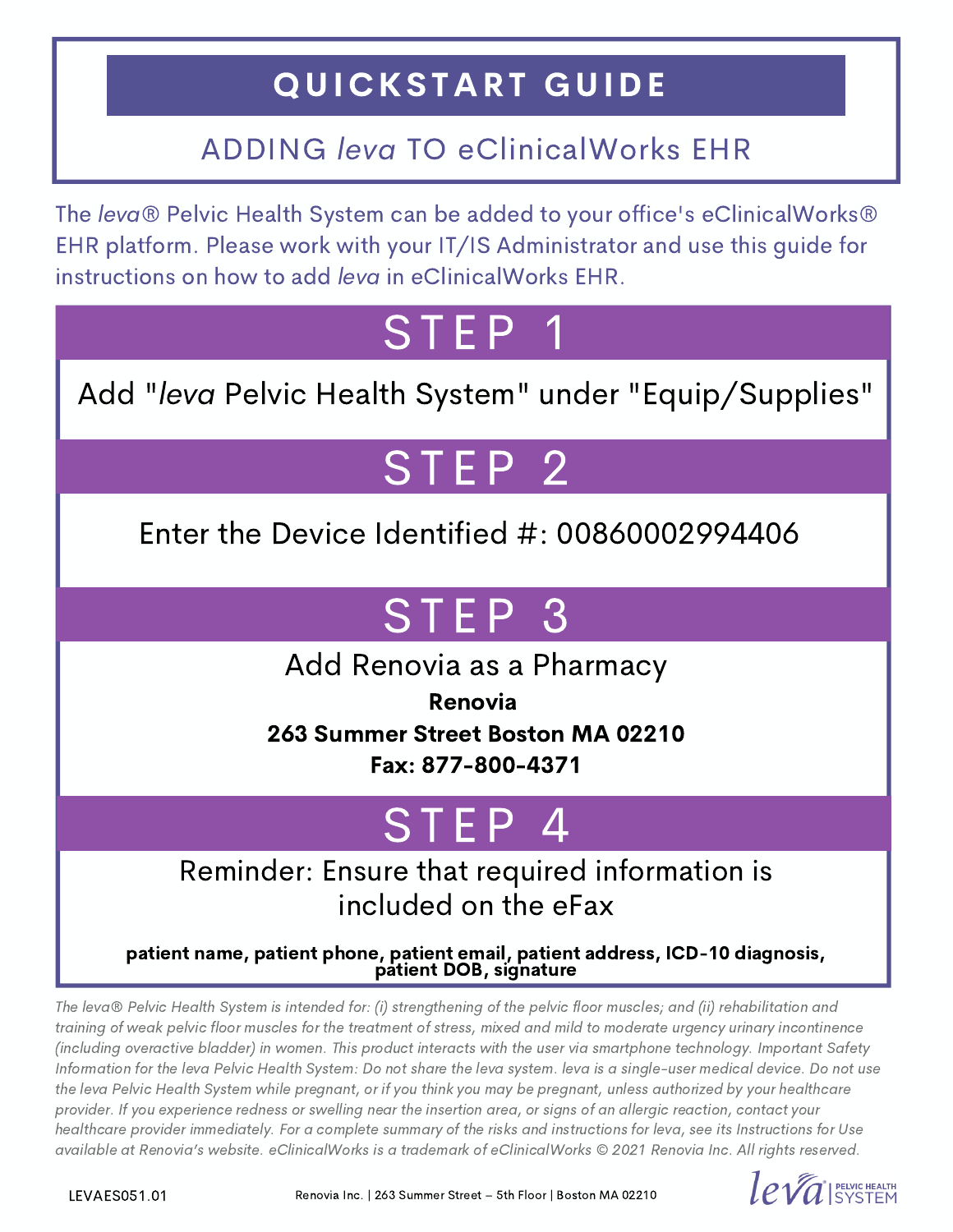# QUICKSTART GUIDE

## ADDING *leva* TO eClinicalWorks EHR

The *leva*® Pelvic Health System can be added to your office's eClinicalWorks® EHR platform. Please work with your IT/IS Administrator and use this guide for instructions on how to add *leva* in eClinicalWorks EHR.

## STEP 1

Add "*leva* Pelvic Health System" under "Equip/Supplies"

## STEP 2

Enter the Device Identified #: 00860002994406

## STEP 3

Add Renovia as a Pharmacy

**Renovia**

**263 Summer Street Boston MA 02210**

**Fax: 877-800-4371**

## STEP 4

Reminder: Ensure that required information is included on the eFax

**patient name, patient phone, patient email, patient address, ICD-10 diagnosis, patient DOB, signature**

*The leva® Pelvic Health System is intended for: (i) strengthening of the pelvic floor muscles; and (ii) rehabilitation and training of weak pelvic floor muscles for the treatment of stress, mixed and mild to moderate urgency urinary incontinence (including overactive bladder) in women. This product interacts with the user via smartphone technology. Important Safety Information for the leva Pelvic Health System: Do not share the leva system. leva is a single-user medical device. Do not use the leva Pelvic Health System while pregnant, or if you think you may be pregnant, unless authorized by your healthcare provider. If you experience redness or swelling near the insertion area, or signs of an allergic reaction, contact your healthcare provider immediately. For a complete summary of the risks and instructions for leva, see its Instructions for Use available at Renovia's website. eClinicalWorks is a trademark of eClinicalWorks © 2021 Renovia Inc. All rights reserved.*

LEVAES051.01

Renovia Inc. | 263 Summer Street – 5th Floor | Boston MA 02210

leva PELVIC HEALTH SYSTEM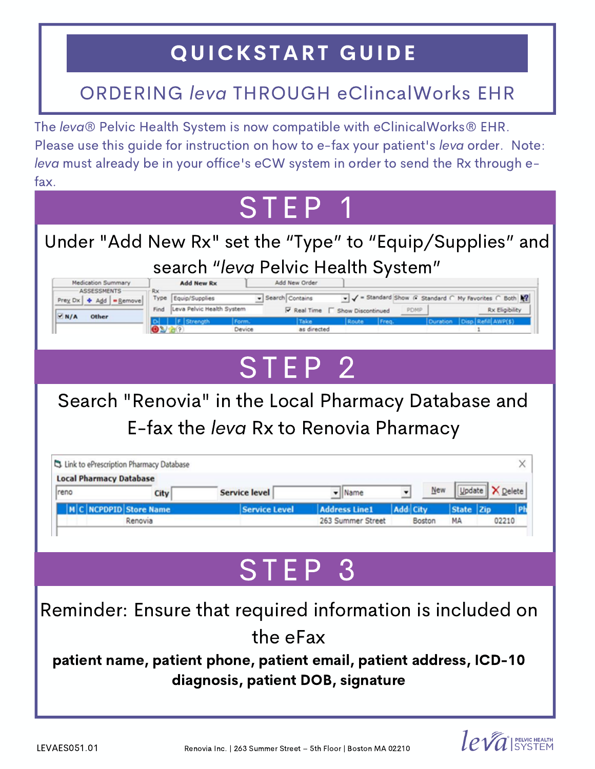# QUICKSTART GUIDE

## ORDERING *leva* THROUGH eClincalWorks EHR

The *leva*® Pelvic Health System is now compatible with eClinicalWorks® EHR. Please use this guide for instruction on how to e-fax your patient's *leva* order. Note: *leva* must already be in your office's eCW system in order to send the Rx through e-fax.

## STEP 1

Under "Add New Rx" set the "Type" to "Equip/Supplies" and search "*leva* Pelvic Health System"

## STEP 2

Search "Renovia" in the Local Pharmacy Database and E-fax the *leva* Rx to Renovia Pharmacy

## STEP 3

Reminder: Ensure that required information is included on the eFax

**patient name, patient phone, patient email, patient address, ICD-10 diagnosis, patient DOB, signature**

LEVAES051.01

Renovia Inc. | 263 Summer Street – 5th Floor | Boston MA 02210